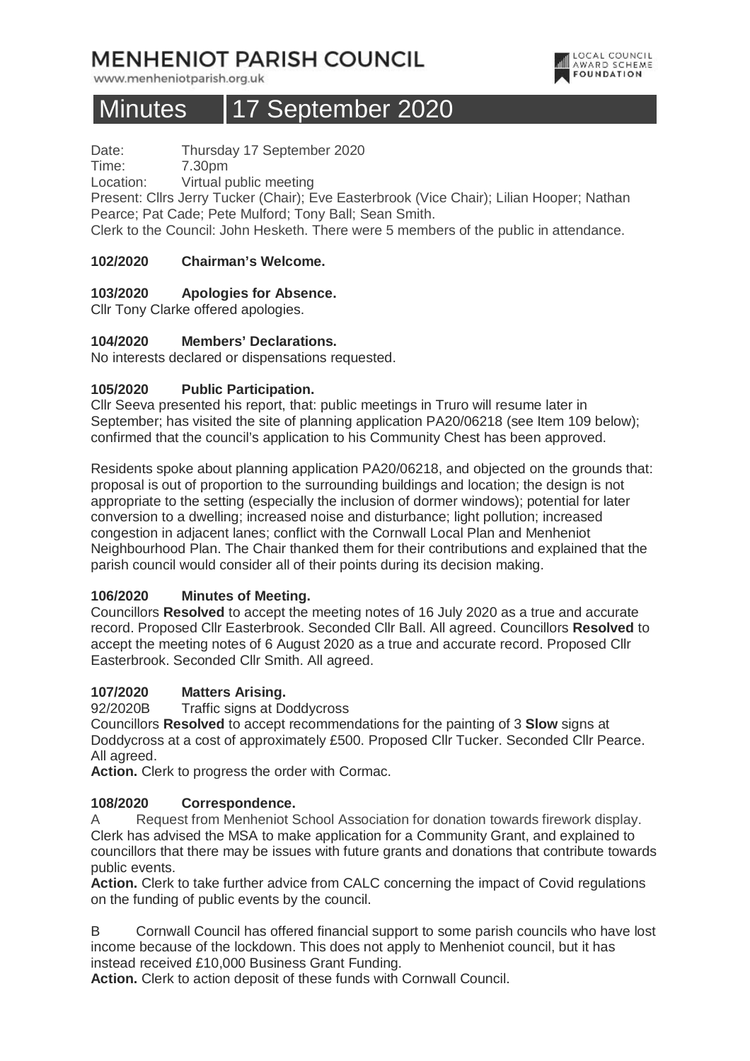# MENHENIOT PARISH COUNCIL

www.menheniotparish.org.uk

# Minutes 17 September 2020

Date: Thursday 17 September 2020
Time: 7.30pm
Location: Virtual public meeting
Present: Cllrs Jerry Tucker (Chair); Eve Easterbrook (Vice Chair); Lilian Hooper; Nathan Pearce; Pat Cade; Pete Mulford; Tony Ball; Sean Smith.
Clerk to the Council: John Hesketh. There were 5 members of the public in attendance.

**102/2020 Chairman's Welcome.**

**103/2020 Apologies for Absence.**
Cllr Tony Clarke offered apologies.

**104/2020 Members' Declarations.**
No interests declared or dispensations requested.

**105/2020 Public Participation.**
Cllr Seeva presented his report, that: public meetings in Truro will resume later in September; has visited the site of planning application PA20/06218 (see Item 109 below); confirmed that the council's application to his Community Chest has been approved.

Residents spoke about planning application PA20/06218, and objected on the grounds that: proposal is out of proportion to the surrounding buildings and location; the design is not appropriate to the setting (especially the inclusion of dormer windows); potential for later conversion to a dwelling; increased noise and disturbance; light pollution; increased congestion in adjacent lanes; conflict with the Cornwall Local Plan and Menheniot Neighbourhood Plan. The Chair thanked them for their contributions and explained that the parish council would consider all of their points during its decision making.

**106/2020 Minutes of Meeting.**
Councillors **Resolved** to accept the meeting notes of 16 July 2020 as a true and accurate record. Proposed Cllr Easterbrook. Seconded Cllr Ball. All agreed. Councillors **Resolved** to accept the meeting notes of 6 August 2020 as a true and accurate record. Proposed Cllr Easterbrook. Seconded Cllr Smith. All agreed.

**107/2020 Matters Arising.**
92/2020B Traffic signs at Doddycross
Councillors **Resolved** to accept recommendations for the painting of 3 **Slow** signs at Doddycross at a cost of approximately £500. Proposed Cllr Tucker. Seconded Cllr Pearce. All agreed.
**Action.** Clerk to progress the order with Cormac.

**108/2020 Correspondence.**
A Request from Menheniot School Association for donation towards firework display. Clerk has advised the MSA to make application for a Community Grant, and explained to councillors that there may be issues with future grants and donations that contribute towards public events.
**Action.** Clerk to take further advice from CALC concerning the impact of Covid regulations on the funding of public events by the council.

B Cornwall Council has offered financial support to some parish councils who have lost income because of the lockdown. This does not apply to Menheniot council, but it has instead received £10,000 Business Grant Funding.
**Action.** Clerk to action deposit of these funds with Cornwall Council.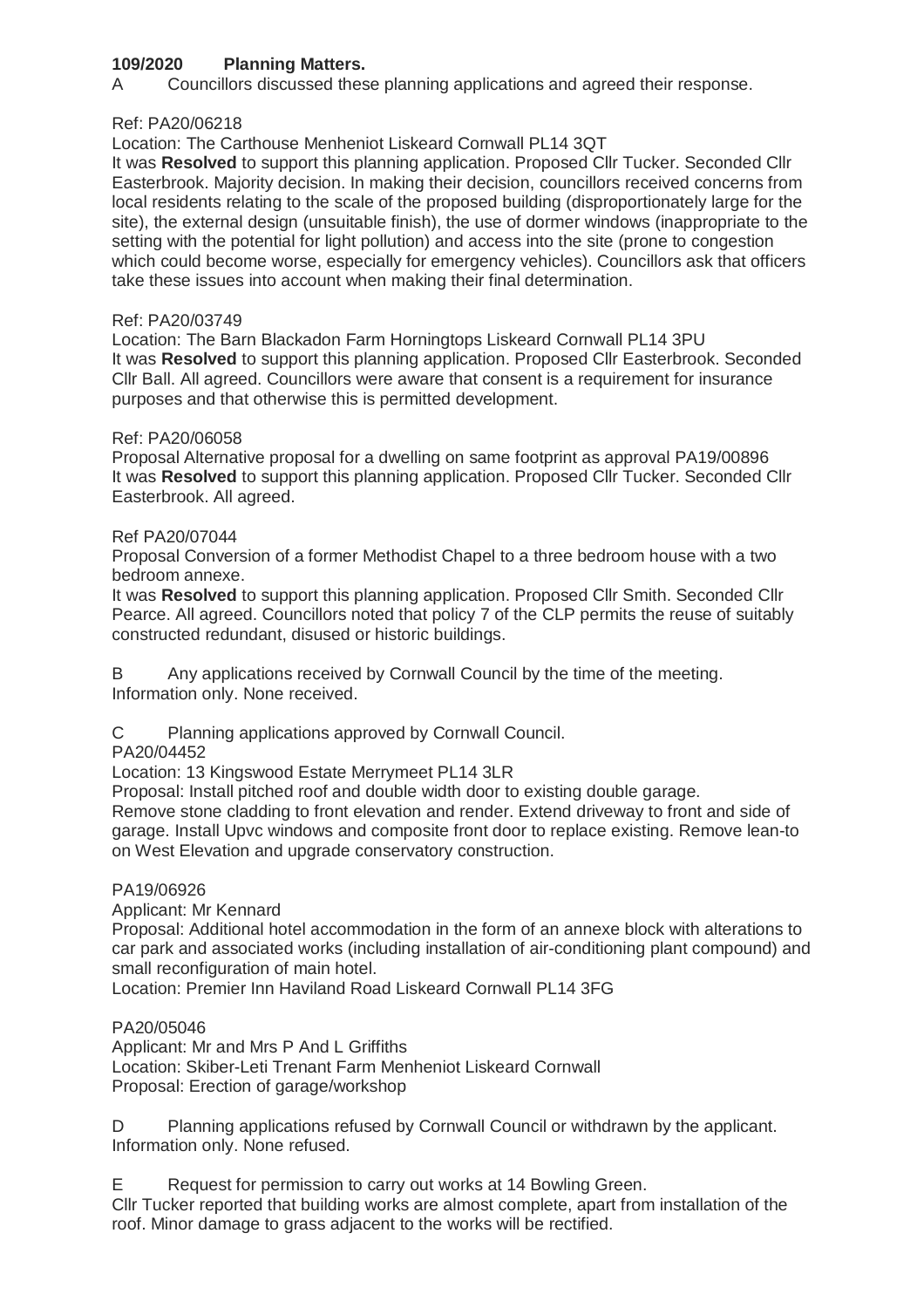**109/2020 Planning Matters.**

A Councillors discussed these planning applications and agreed their response.

Ref: PA20/06218

Location: The Carthouse Menheniot Liskeard Cornwall PL14 3QT

It was **Resolved** to support this planning application. Proposed Cllr Tucker. Seconded Cllr Easterbrook. Majority decision. In making their decision, councillors received concerns from local residents relating to the scale of the proposed building (disproportionately large for the site), the external design (unsuitable finish), the use of dormer windows (inappropriate to the setting with the potential for light pollution) and access into the site (prone to congestion which could become worse, especially for emergency vehicles). Councillors ask that officers take these issues into account when making their final determination.

Ref: PA20/03749

Location: The Barn Blackadon Farm Horningtops Liskeard Cornwall PL14 3PU

It was **Resolved** to support this planning application. Proposed Cllr Easterbrook. Seconded Cllr Ball. All agreed. Councillors were aware that consent is a requirement for insurance purposes and that otherwise this is permitted development.

Ref: PA20/06058

Proposal Alternative proposal for a dwelling on same footprint as approval PA19/00896

It was **Resolved** to support this planning application. Proposed Cllr Tucker. Seconded Cllr Easterbrook. All agreed.

Ref PA20/07044

Proposal Conversion of a former Methodist Chapel to a three bedroom house with a two bedroom annexe.

It was **Resolved** to support this planning application. Proposed Cllr Smith. Seconded Cllr Pearce. All agreed. Councillors noted that policy 7 of the CLP permits the reuse of suitably constructed redundant, disused or historic buildings.

B Any applications received by Cornwall Council by the time of the meeting.
Information only. None received.

C Planning applications approved by Cornwall Council.

PA20/04452

Location: 13 Kingswood Estate Merrymeet PL14 3LR

Proposal: Install pitched roof and double width door to existing double garage.
Remove stone cladding to front elevation and render. Extend driveway to front and side of garage. Install Upvc windows and composite front door to replace existing. Remove lean-to on West Elevation and upgrade conservatory construction.

PA19/06926

Applicant: Mr Kennard

Proposal: Additional hotel accommodation in the form of an annexe block with alterations to car park and associated works (including installation of air-conditioning plant compound) and small reconfiguration of main hotel.

Location: Premier Inn Haviland Road Liskeard Cornwall PL14 3FG

PA20/05046

Applicant: Mr and Mrs P And L Griffiths

Location: Skiber-Leti Trenant Farm Menheniot Liskeard Cornwall

Proposal: Erection of garage/workshop

D Planning applications refused by Cornwall Council or withdrawn by the applicant.
Information only. None refused.

E Request for permission to carry out works at 14 Bowling Green.
Cllr Tucker reported that building works are almost complete, apart from installation of the roof. Minor damage to grass adjacent to the works will be rectified.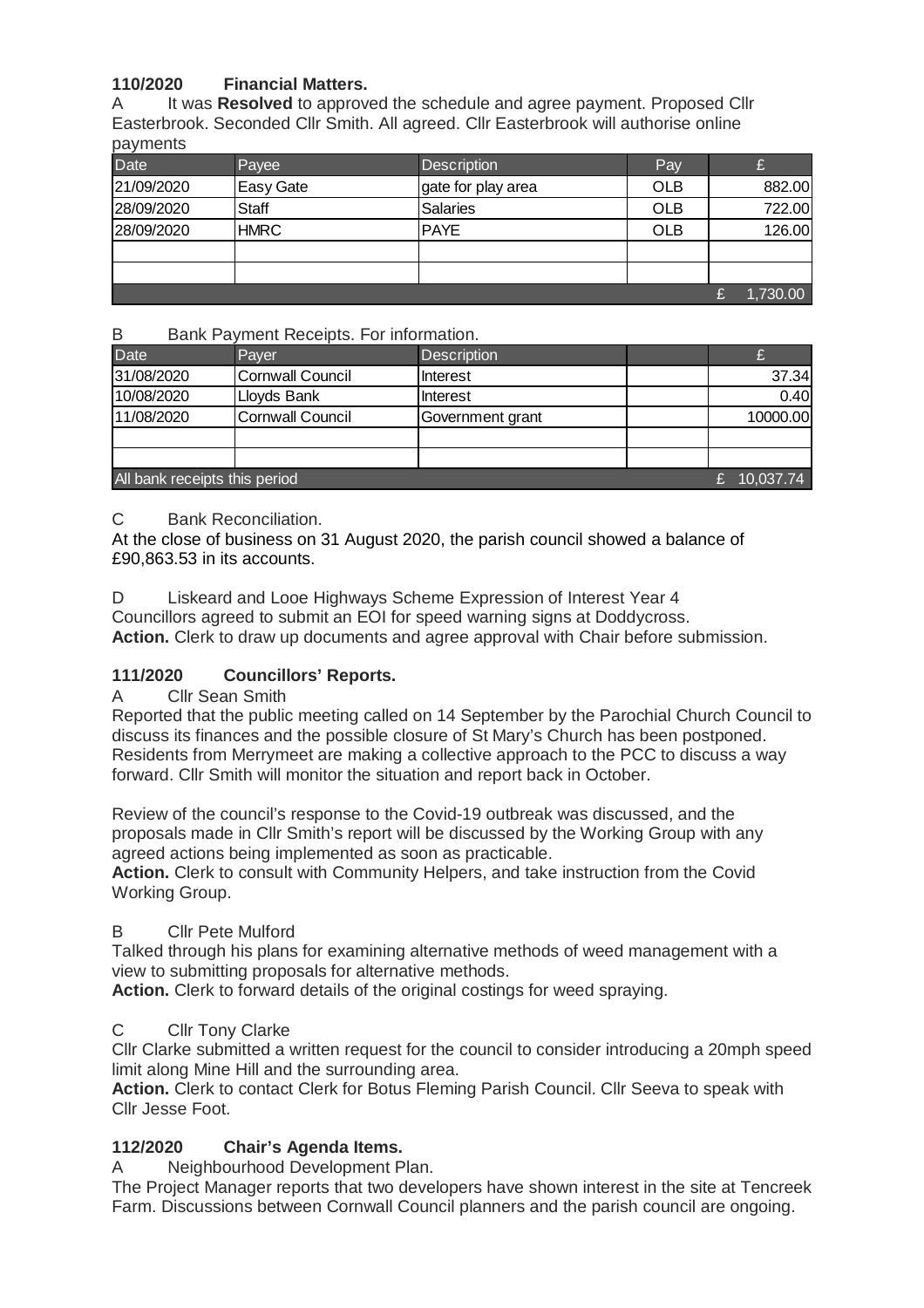**110/2020 Financial Matters.**

A It was **Resolved** to approved the schedule and agree payment. Proposed Cllr Easterbrook. Seconded Cllr Smith. All agreed. Cllr Easterbrook will authorise online payments

| Date | Payee | Description | Pay | £ |
|---|---|---|---|---|
| 21/09/2020 | Easy Gate | gate for play area | OLB | 882.00 |
| 28/09/2020 | Staff | Salaries | OLB | 722.00 |
| 28/09/2020 | HMRC | PAYE | OLB | 126.00 |
| | | | | |
| | | | | |
| | | | | £ 1,730.00 |

B Bank Payment Receipts. For information.

| Date | Payer | Description | | £ |
|---|---|---|---|---|
| 31/08/2020 | Cornwall Council | Interest | | 37.34 |
| 10/08/2020 | Lloyds Bank | Interest | | 0.40 |
| 11/08/2020 | Cornwall Council | Government grant | | 10000.00 |
| | | | | |
| | | | | |
| All bank receipts this period | | | | £ 10,037.74 |

C Bank Reconciliation.

At the close of business on 31 August 2020, the parish council showed a balance of £90,863.53 in its accounts.

D Liskeard and Looe Highways Scheme Expression of Interest Year 4

Councillors agreed to submit an EOI for speed warning signs at Doddycross.

**Action.** Clerk to draw up documents and agree approval with Chair before submission.

**111/2020 Councillors' Reports.**

A Cllr Sean Smith

Reported that the public meeting called on 14 September by the Parochial Church Council to discuss its finances and the possible closure of St Mary's Church has been postponed. Residents from Merrymeet are making a collective approach to the PCC to discuss a way forward. Cllr Smith will monitor the situation and report back in October.

Review of the council's response to the Covid-19 outbreak was discussed, and the proposals made in Cllr Smith's report will be discussed by the Working Group with any agreed actions being implemented as soon as practicable.

**Action.** Clerk to consult with Community Helpers, and take instruction from the Covid Working Group.

B Cllr Pete Mulford

Talked through his plans for examining alternative methods of weed management with a view to submitting proposals for alternative methods.

**Action.** Clerk to forward details of the original costings for weed spraying.

C Cllr Tony Clarke

Cllr Clarke submitted a written request for the council to consider introducing a 20mph speed limit along Mine Hill and the surrounding area.

**Action.** Clerk to contact Clerk for Botus Fleming Parish Council. Cllr Seeva to speak with Cllr Jesse Foot.

**112/2020 Chair's Agenda Items.**

A Neighbourhood Development Plan.

The Project Manager reports that two developers have shown interest in the site at Tencreek Farm. Discussions between Cornwall Council planners and the parish council are ongoing.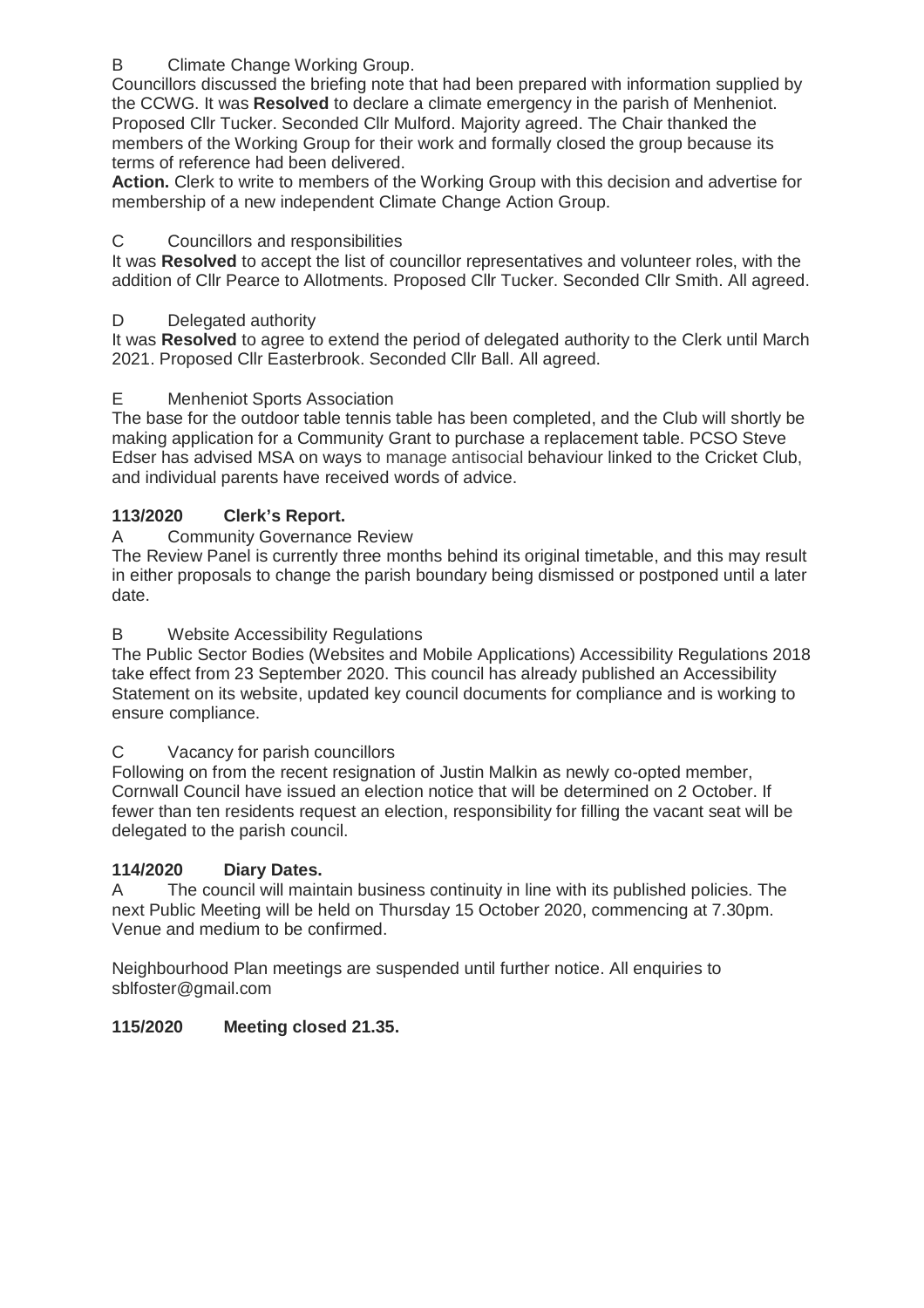B Climate Change Working Group.

Councillors discussed the briefing note that had been prepared with information supplied by the CCWG. It was **Resolved** to declare a climate emergency in the parish of Menheniot. Proposed Cllr Tucker. Seconded Cllr Mulford. Majority agreed. The Chair thanked the members of the Working Group for their work and formally closed the group because its terms of reference had been delivered.

**Action.** Clerk to write to members of the Working Group with this decision and advertise for membership of a new independent Climate Change Action Group.

C Councillors and responsibilities

It was **Resolved** to accept the list of councillor representatives and volunteer roles, with the addition of Cllr Pearce to Allotments. Proposed Cllr Tucker. Seconded Cllr Smith. All agreed.

D Delegated authority

It was **Resolved** to agree to extend the period of delegated authority to the Clerk until March 2021. Proposed Cllr Easterbrook. Seconded Cllr Ball. All agreed.

E Menheniot Sports Association

The base for the outdoor table tennis table has been completed, and the Club will shortly be making application for a Community Grant to purchase a replacement table. PCSO Steve Edser has advised MSA on ways to manage antisocial behaviour linked to the Cricket Club, and individual parents have received words of advice.

**113/2020 Clerk's Report.**

A Community Governance Review

The Review Panel is currently three months behind its original timetable, and this may result in either proposals to change the parish boundary being dismissed or postponed until a later date.

B Website Accessibility Regulations

The Public Sector Bodies (Websites and Mobile Applications) Accessibility Regulations 2018 take effect from 23 September 2020. This council has already published an Accessibility Statement on its website, updated key council documents for compliance and is working to ensure compliance.

C Vacancy for parish councillors

Following on from the recent resignation of Justin Malkin as newly co-opted member, Cornwall Council have issued an election notice that will be determined on 2 October. If fewer than ten residents request an election, responsibility for filling the vacant seat will be delegated to the parish council.

**114/2020 Diary Dates.**

A The council will maintain business continuity in line with its published policies. The next Public Meeting will be held on Thursday 15 October 2020, commencing at 7.30pm. Venue and medium to be confirmed.

Neighbourhood Plan meetings are suspended until further notice. All enquiries to sblfoster@gmail.com

**115/2020 Meeting closed 21.35.**